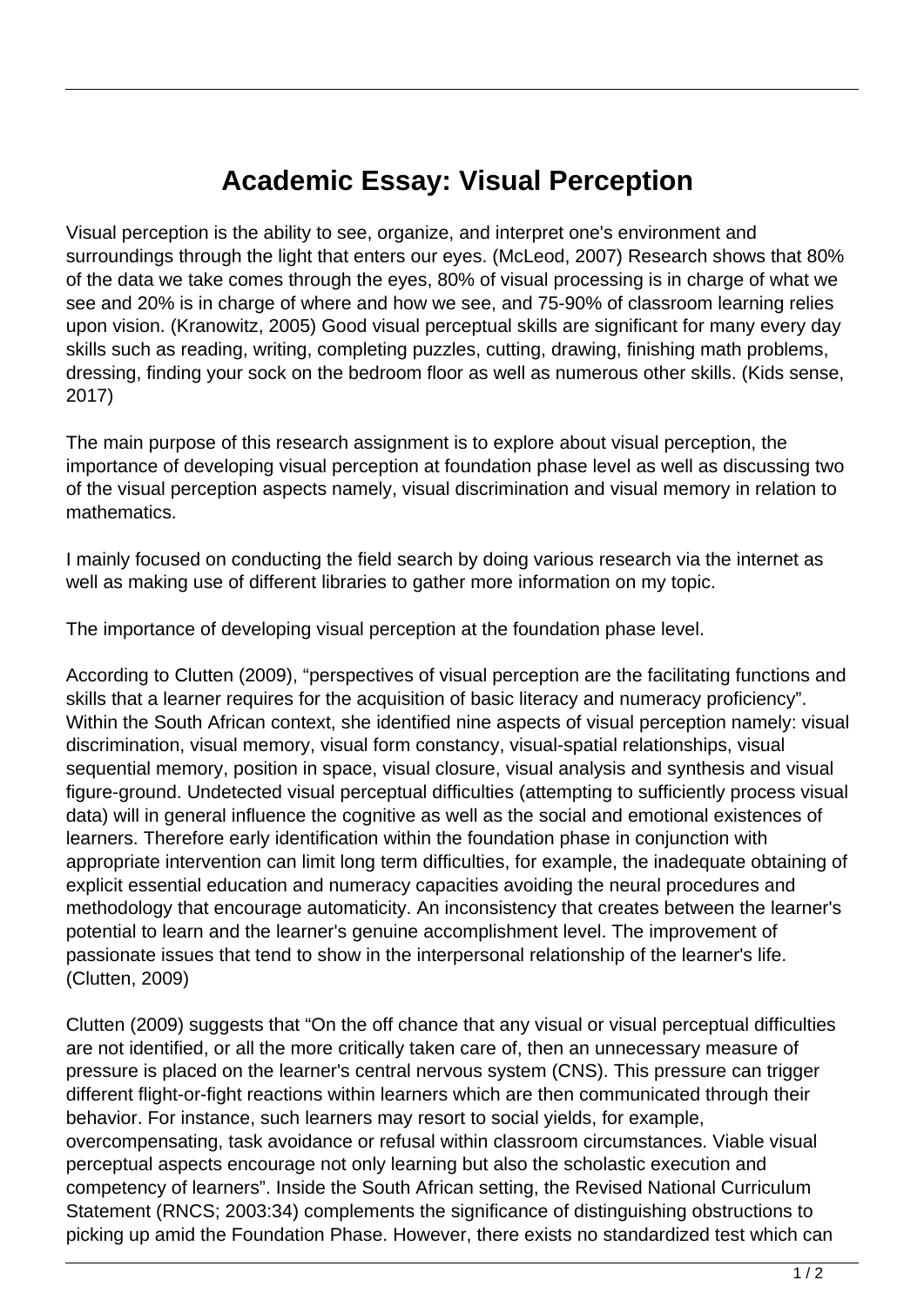# Academic Essay: Visual Perception

Visual perception is the ability to see, organize, and interpret one's environment and surroundings through the light that enters our eyes. (McLeod, 2007) Research shows that 80% of the data we take comes through the eyes, 80% of visual processing is in charge of what we see and 20% is in charge of where and how we see, and 75-90% of classroom learning relies upon vision. (Kranowitz, 2005) Good visual perceptual skills are significant for many every day skills such as reading, writing, completing puzzles, cutting, drawing, finishing math problems, dressing, finding your sock on the bedroom floor as well as numerous other skills. (Kids sense, 2017)

The main purpose of this research assignment is to explore about visual perception, the importance of developing visual perception at foundation phase level as well as discussing two of the visual perception aspects namely, visual discrimination and visual memory in relation to mathematics.

I mainly focused on conducting the field search by doing various research via the internet as well as making use of different libraries to gather more information on my topic.

The importance of developing visual perception at the foundation phase level.

According to Clutten (2009), "perspectives of visual perception are the facilitating functions and skills that a learner requires for the acquisition of basic literacy and numeracy proficiency". Within the South African context, she identified nine aspects of visual perception namely: visual discrimination, visual memory, visual form constancy, visual-spatial relationships, visual sequential memory, position in space, visual closure, visual analysis and synthesis and visual figure-ground. Undetected visual perceptual difficulties (attempting to sufficiently process visual data) will in general influence the cognitive as well as the social and emotional existences of learners. Therefore early identification within the foundation phase in conjunction with appropriate intervention can limit long term difficulties, for example, the inadequate obtaining of explicit essential education and numeracy capacities avoiding the neural procedures and methodology that encourage automaticity. An inconsistency that creates between the learner's potential to learn and the learner's genuine accomplishment level. The improvement of passionate issues that tend to show in the interpersonal relationship of the learner's life. (Clutten, 2009)

Clutten (2009) suggests that "On the off chance that any visual or visual perceptual difficulties are not identified, or all the more critically taken care of, then an unnecessary measure of pressure is placed on the learner's central nervous system (CNS). This pressure can trigger different flight-or-fight reactions within learners which are then communicated through their behavior. For instance, such learners may resort to social yields, for example, overcompensating, task avoidance or refusal within classroom circumstances. Viable visual perceptual aspects encourage not only learning but also the scholastic execution and competency of learners". Inside the South African setting, the Revised National Curriculum Statement (RNCS; 2003:34) complements the significance of distinguishing obstructions to picking up amid the Foundation Phase. However, there exists no standardized test which can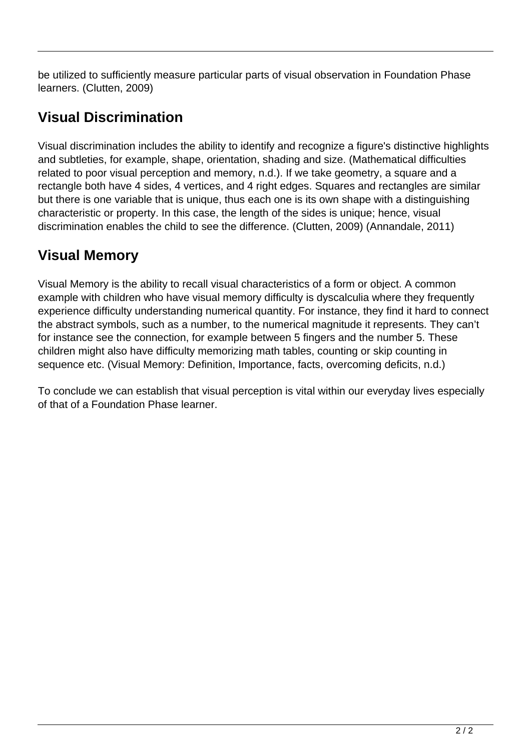be utilized to sufficiently measure particular parts of visual observation in Foundation Phase learners. (Clutten, 2009)

## Visual Discrimination

Visual discrimination includes the ability to identify and recognize a figure's distinctive highlights and subtleties, for example, shape, orientation, shading and size. (Mathematical difficulties related to poor visual perception and memory, n.d.). If we take geometry, a square and a rectangle both have 4 sides, 4 vertices, and 4 right edges. Squares and rectangles are similar but there is one variable that is unique, thus each one is its own shape with a distinguishing characteristic or property. In this case, the length of the sides is unique; hence, visual discrimination enables the child to see the difference. (Clutten, 2009) (Annandale, 2011)

## Visual Memory

Visual Memory is the ability to recall visual characteristics of a form or object. A common example with children who have visual memory difficulty is dyscalculia where they frequently experience difficulty understanding numerical quantity. For instance, they find it hard to connect the abstract symbols, such as a number, to the numerical magnitude it represents. They can't for instance see the connection, for example between 5 fingers and the number 5. These children might also have difficulty memorizing math tables, counting or skip counting in sequence etc. (Visual Memory: Definition, Importance, facts, overcoming deficits, n.d.)

To conclude we can establish that visual perception is vital within our everyday lives especially of that of a Foundation Phase learner.